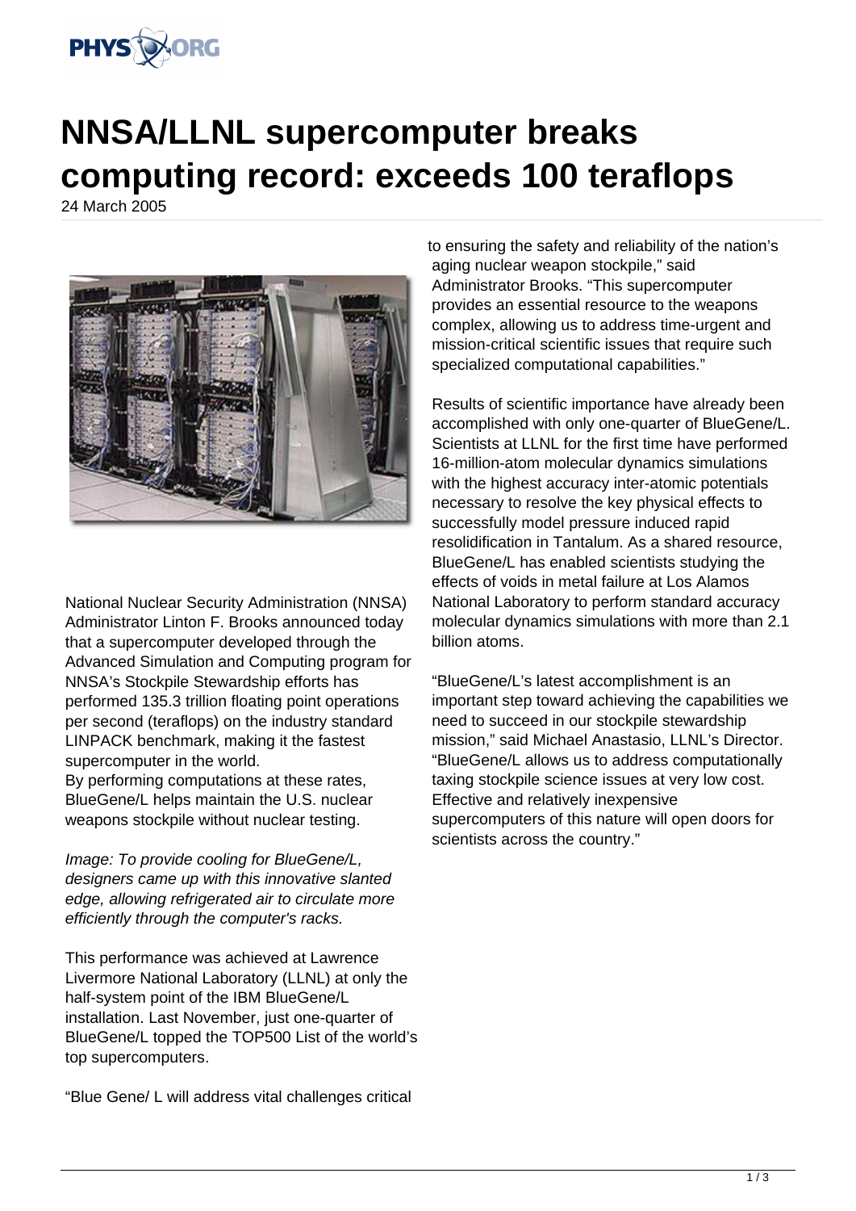# NNSA/LLNL supercomputer breaks computing record: exceeds 100 teraflops

24 March 2005

National Nuclear Security Administration (NNSA) Administrator Linton F. Brooks announced today that a supercomputer developed through the Advanced Simulation and Computing program for NNSA's Stockpile Stewardship efforts has performed 135.3 trillion floating point operations per second (teraflops) on the industry standard LINPACK benchmark, making it the fastest supercomputer in the world.

By performing computations at these rates, BlueGene/L helps maintain the U.S. nuclear weapons stockpile without nuclear testing.

*Image: To provide cooling for BlueGene/L, designers came up with this innovative slanted edge, allowing refrigerated air to circulate more efficiently through the computer's racks.*

This performance was achieved at Lawrence Livermore National Laboratory (LLNL) at only the half-system point of the IBM BlueGene/L installation. Last November, just one-quarter of BlueGene/L topped the TOP500 List of the world's top supercomputers.

"Blue Gene/ L will address vital challenges critical to ensuring the safety and reliability of the nation's aging nuclear weapon stockpile," said Administrator Brooks. "This supercomputer provides an essential resource to the weapons complex, allowing us to address time-urgent and mission-critical scientific issues that require such specialized computational capabilities."

Results of scientific importance have already been accomplished with only one-quarter of BlueGene/L. Scientists at LLNL for the first time have performed 16-million-atom molecular dynamics simulations with the highest accuracy inter-atomic potentials necessary to resolve the key physical effects to successfully model pressure induced rapid resolidification in Tantalum. As a shared resource, BlueGene/L has enabled scientists studying the effects of voids in metal failure at Los Alamos National Laboratory to perform standard accuracy molecular dynamics simulations with more than 2.1 billion atoms.

"BlueGene/L's latest accomplishment is an important step toward achieving the capabilities we need to succeed in our stockpile stewardship mission," said Michael Anastasio, LLNL's Director. "BlueGene/L allows us to address computationally taxing stockpile science issues at very low cost. Effective and relatively inexpensive supercomputers of this nature will open doors for scientists across the country."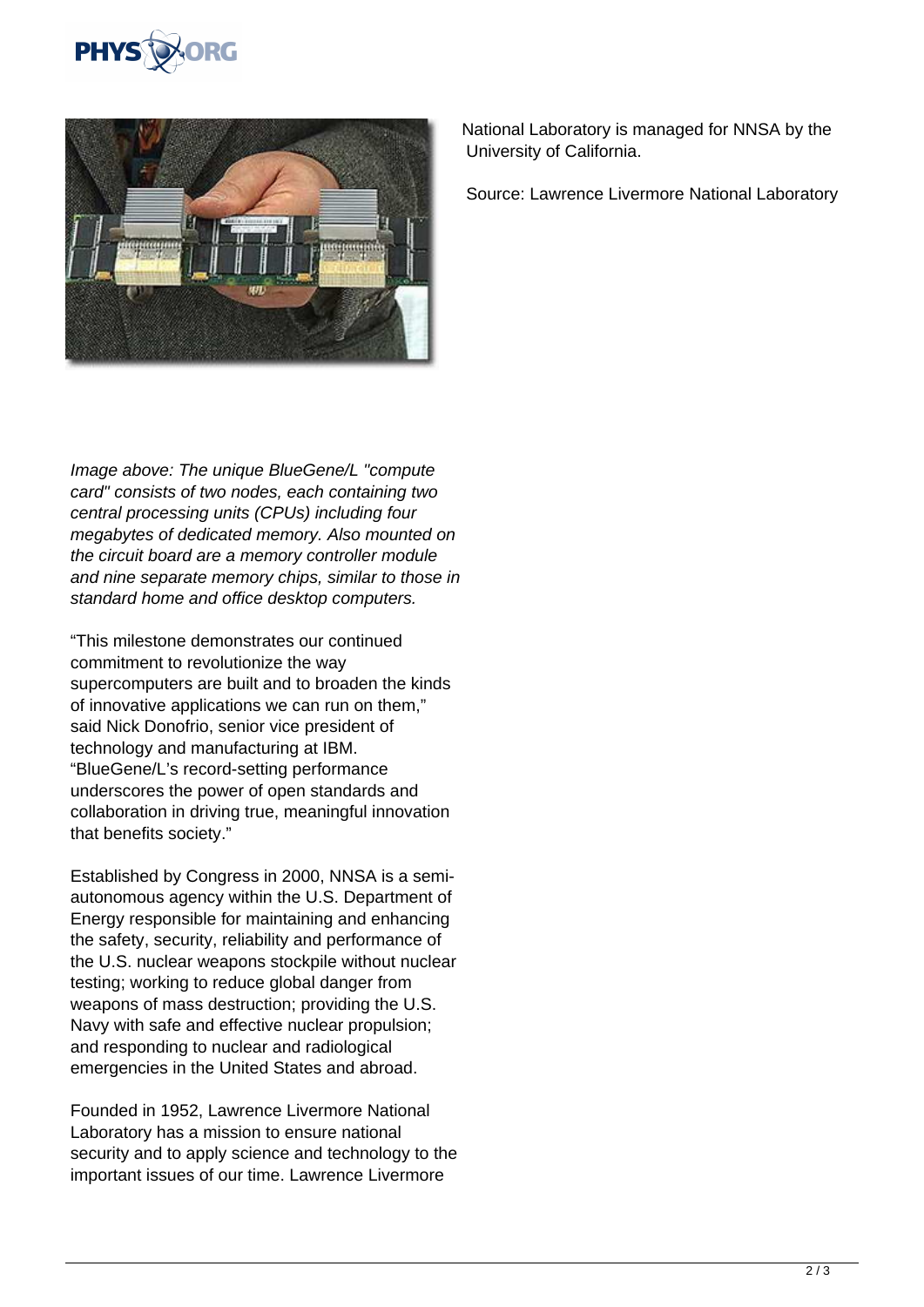*Image above: The unique BlueGene/L "compute card" consists of two nodes, each containing two central processing units (CPUs) including four megabytes of dedicated memory. Also mounted on the circuit board are a memory controller module and nine separate memory chips, similar to those in standard home and office desktop computers.*

“This milestone demonstrates our continued commitment to revolutionize the way supercomputers are built and to broaden the kinds of innovative applications we can run on them,” said Nick Donofrio, senior vice president of technology and manufacturing at IBM. “BlueGene/L’s record-setting performance underscores the power of open standards and collaboration in driving true, meaningful innovation that benefits society.”

Established by Congress in 2000, NNSA is a semi-autonomous agency within the U.S. Department of Energy responsible for maintaining and enhancing the safety, security, reliability and performance of the U.S. nuclear weapons stockpile without nuclear testing; working to reduce global danger from weapons of mass destruction; providing the U.S. Navy with safe and effective nuclear propulsion; and responding to nuclear and radiological emergencies in the United States and abroad.

Founded in 1952, Lawrence Livermore National Laboratory has a mission to ensure national security and to apply science and technology to the important issues of our time. Lawrence Livermore National Laboratory is managed for NNSA by the University of California.

Source: Lawrence Livermore National Laboratory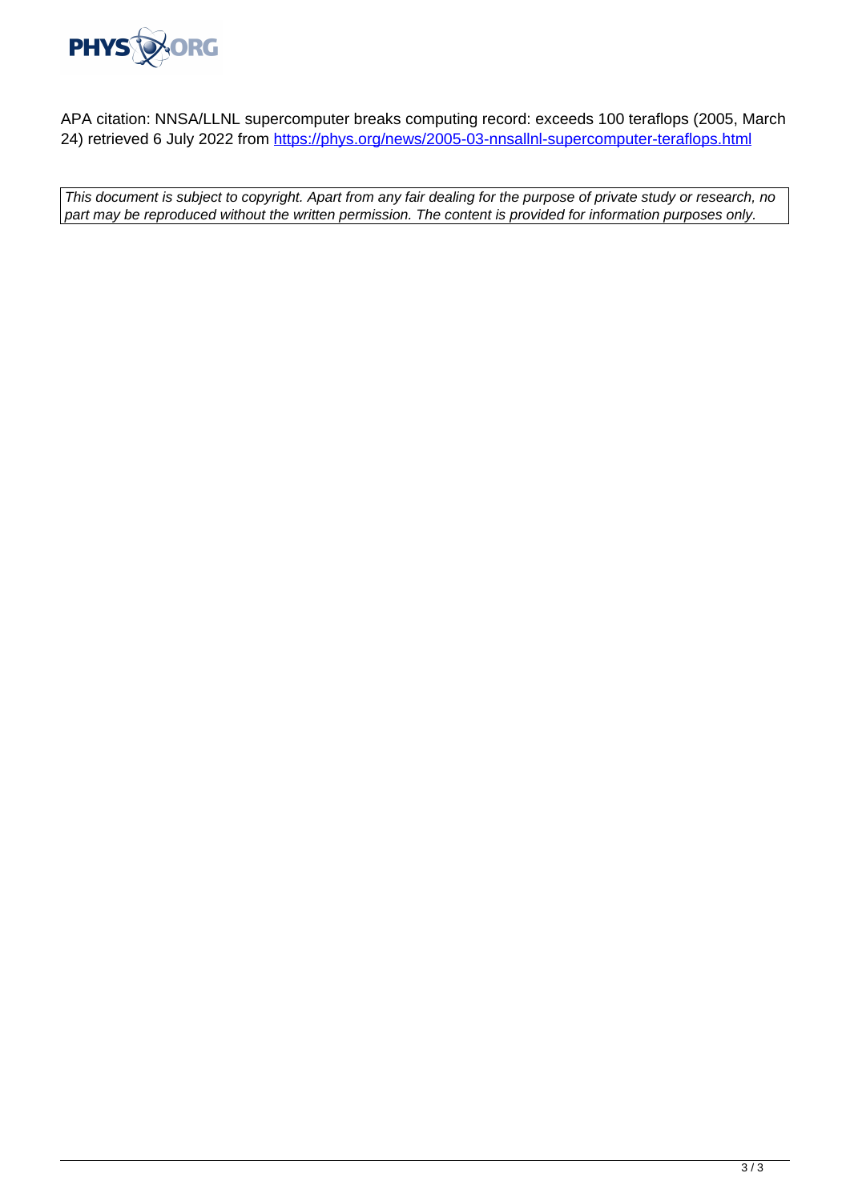APA citation: NNSA/LLNL supercomputer breaks computing record: exceeds 100 teraflops (2005, March 24) retrieved 6 July 2022 from https://phys.org/news/2005-03-nnsallnl-supercomputer-teraflops.html

*This document is subject to copyright. Apart from any fair dealing for the purpose of private study or research, no part may be reproduced without the written permission. The content is provided for information purposes only.*